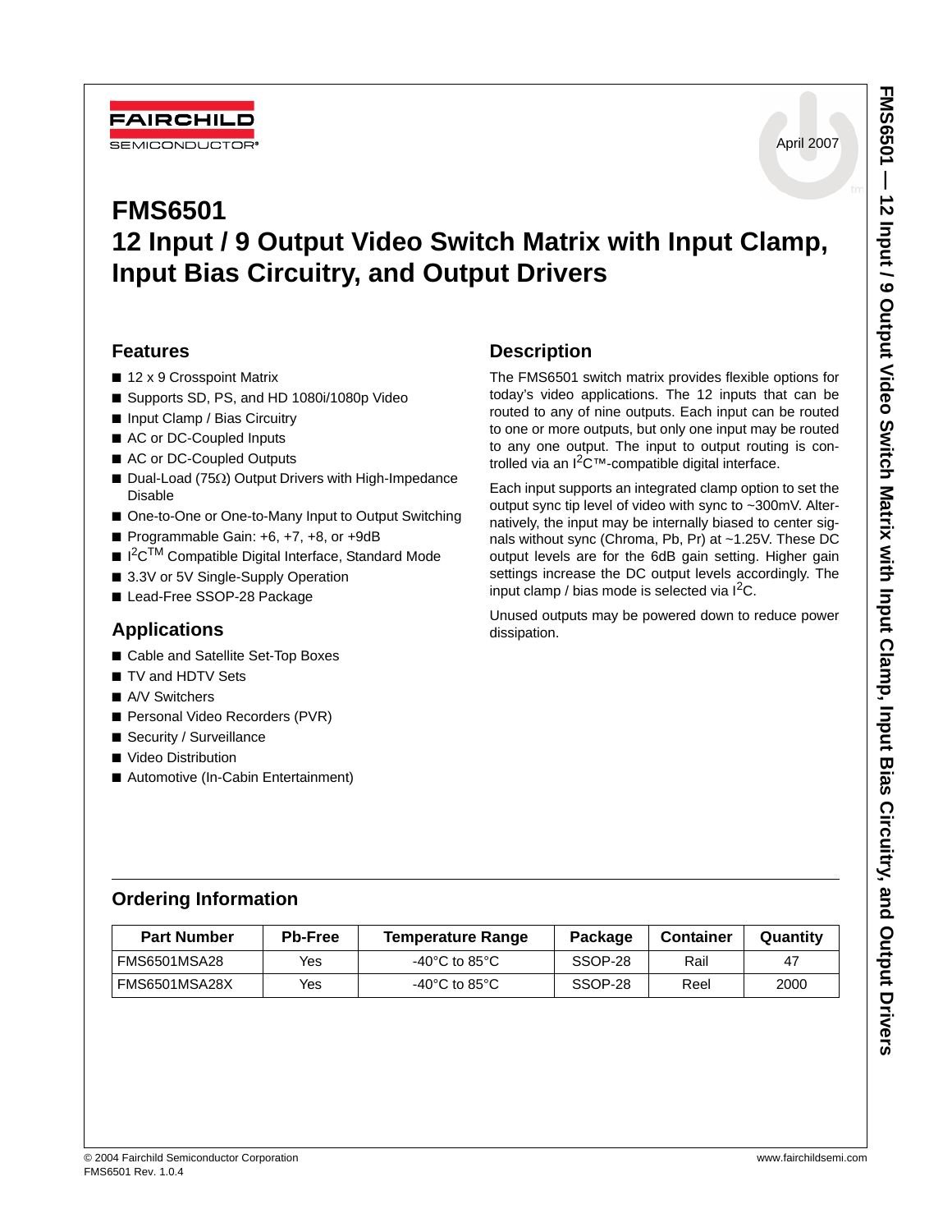FAIRCHILD SEMICONDUCTOR®

April 2007

# FMS6501
# 12 Input / 9 Output Video Switch Matrix with Input Clamp, Input Bias Circuitry, and Output Drivers

## Features

- 12 x 9 Crosspoint Matrix
- Supports SD, PS, and HD 1080i/1080p Video
- Input Clamp / Bias Circuitry
- AC or DC-Coupled Inputs
- AC or DC-Coupled Outputs
- Dual-Load (75Ω) Output Drivers with High-Impedance Disable
- One-to-One or One-to-Many Input to Output Switching
- Programmable Gain: +6, +7, +8, or +9dB
- $I^2C^{TM}$ Compatible Digital Interface, Standard Mode
- 3.3V or 5V Single-Supply Operation
- Lead-Free SSOP-28 Package

## Applications

- Cable and Satellite Set-Top Boxes
- TV and HDTV Sets
- A/V Switchers
- Personal Video Recorders (PVR)
- Security / Surveillance
- Video Distribution
- Automotive (In-Cabin Entertainment)

## Description

The FMS6501 switch matrix provides flexible options for today's video applications. The 12 inputs that can be routed to any of nine outputs. Each input can be routed to one or more outputs, but only one input may be routed to any one output. The input to output routing is controlled via an $I^2C$™-compatible digital interface.

Each input supports an integrated clamp option to set the output sync tip level of video with sync to ~300mV. Alternatively, the input may be internally biased to center signals without sync (Chroma, Pb, Pr) at ~1.25V. These DC output levels are for the 6dB gain setting. Higher gain settings increase the DC output levels accordingly. The input clamp / bias mode is selected via $I^2C$.

Unused outputs may be powered down to reduce power dissipation.

## Ordering Information

| Part Number | Pb-Free | Temperature Range | Package | Container | Quantity |
|---|---|---|---|---|---|
| FMS6501MSA28 | Yes | -40°C to 85°C | SSOP-28 | Rail | 47 |
| FMS6501MSA28X | Yes | -40°C to 85°C | SSOP-28 | Reel | 2000 |

© 2004 Fairchild Semiconductor Corporation
FMS6501 Rev. 1.0.4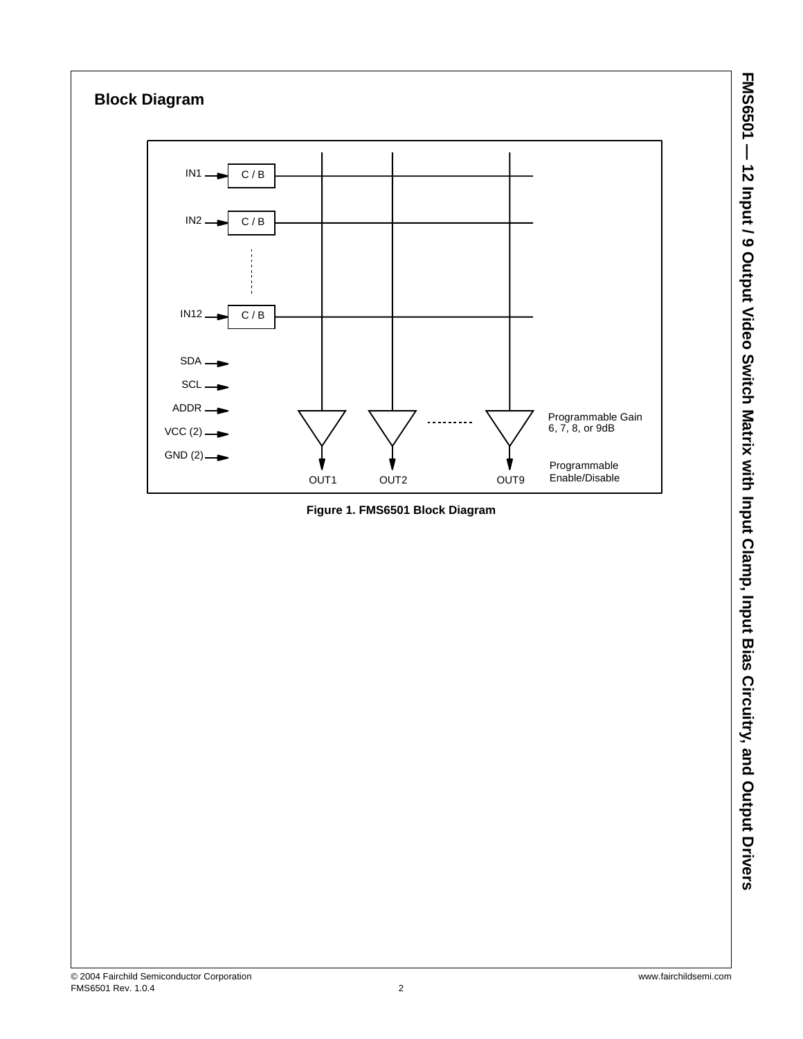## Block Diagram

IN1 → C / B

IN2 → C / B

IN12 → C / B

SDA →

SCL →

ADDR →

VCC (2) →

GND (2) →

Programmable Gain
6, 7, 8, or 9dB

Programmable
Enable/Disable

OUT1 OUT2 OUT9

**Figure 1. FMS6501 Block Diagram**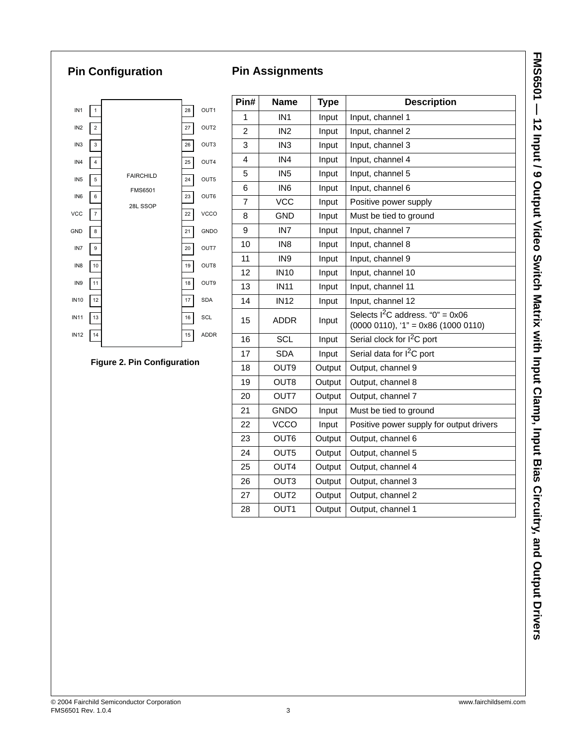## Pin Configuration

| Pin Name | Pin # | | Pin # | Pin Name |
|---|---|---|---|---|
| IN1 | 1 | | 28 | OUT1 |
| IN2 | 2 | | 27 | OUT2 |
| IN3 | 3 | | 26 | OUT3 |
| IN4 | 4 | | 25 | OUT4 |
| IN5 | 5 | FAIRCHILD | 24 | OUT5 |
| IN6 | 6 | FMS6501 | 23 | OUT6 |
| VCC | 7 | 28L SSOP | 22 | VCCO |
| GND | 8 | | 21 | GNDO |
| IN7 | 9 | | 20 | OUT7 |
| IN8 | 10 | | 19 | OUT8 |
| IN9 | 11 | | 18 | OUT9 |
| IN10 | 12 | | 17 | SDA |
| IN11 | 13 | | 16 | SCL |
| IN12 | 14 | | 15 | ADDR |

**Figure 2. Pin Configuration**

## Pin Assignments

| Pin# | Name | Type | Description |
|---|---|---|---|
| 1 | IN1 | Input | Input, channel 1 |
| 2 | IN2 | Input | Input, channel 2 |
| 3 | IN3 | Input | Input, channel 3 |
| 4 | IN4 | Input | Input, channel 4 |
| 5 | IN5 | Input | Input, channel 5 |
| 6 | IN6 | Input | Input, channel 6 |
| 7 | VCC | Input | Positive power supply |
| 8 | GND | Input | Must be tied to ground |
| 9 | IN7 | Input | Input, channel 7 |
| 10 | IN8 | Input | Input, channel 8 |
| 11 | IN9 | Input | Input, channel 9 |
| 12 | IN10 | Input | Input, channel 10 |
| 13 | IN11 | Input | Input, channel 11 |
| 14 | IN12 | Input | Input, channel 12 |
| 15 | ADDR | Input | Selects $I^2C$ address. "0" = 0x06 (0000 0110), '1" = 0x86 (1000 0110) |
| 16 | SCL | Input | Serial clock for $I^2C$ port |
| 17 | SDA | Input | Serial data for $I^2C$ port |
| 18 | OUT9 | Output | Output, channel 9 |
| 19 | OUT8 | Output | Output, channel 8 |
| 20 | OUT7 | Output | Output, channel 7 |
| 21 | GNDO | Input | Must be tied to ground |
| 22 | VCCO | Input | Positive power supply for output drivers |
| 23 | OUT6 | Output | Output, channel 6 |
| 24 | OUT5 | Output | Output, channel 5 |
| 25 | OUT4 | Output | Output, channel 4 |
| 26 | OUT3 | Output | Output, channel 3 |
| 27 | OUT2 | Output | Output, channel 2 |
| 28 | OUT1 | Output | Output, channel 1 |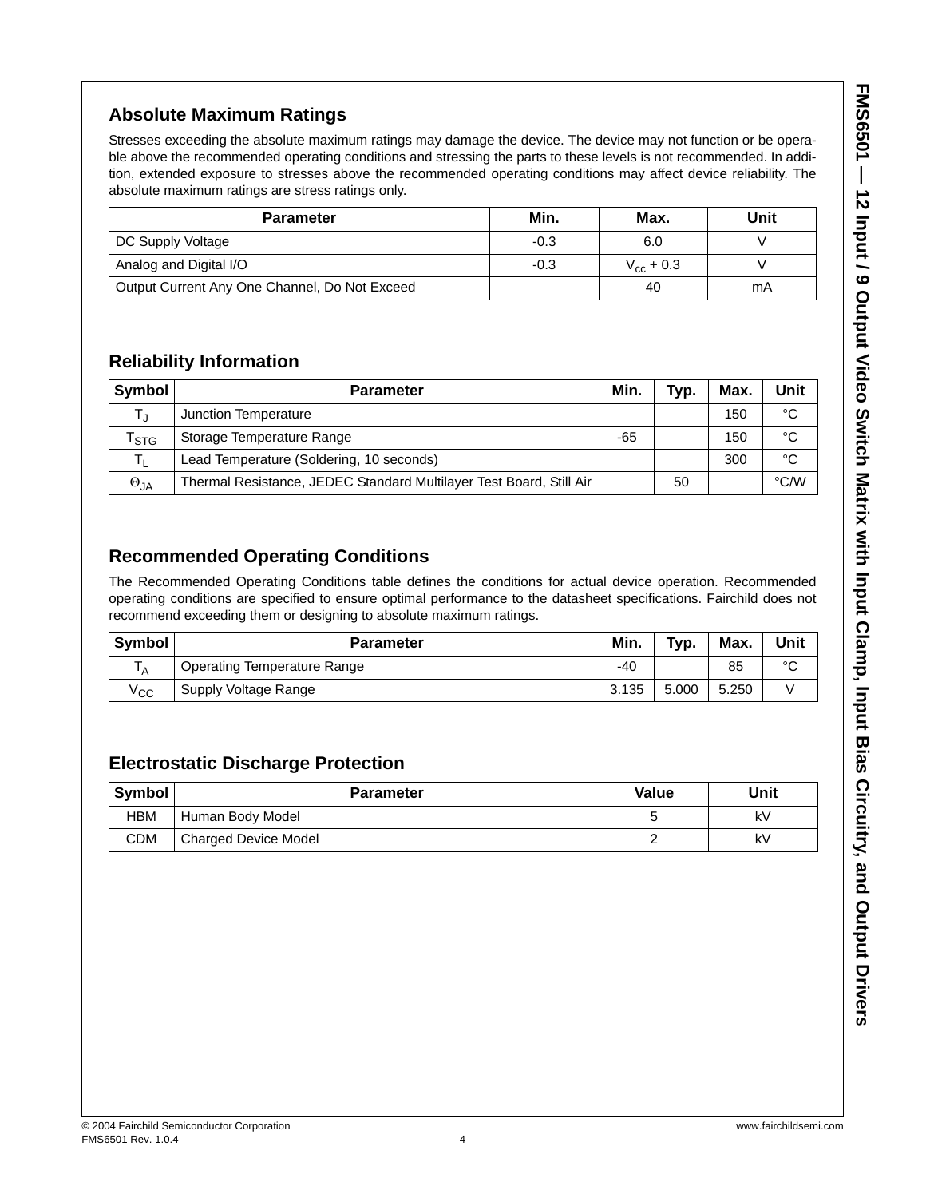## Absolute Maximum Ratings

Stresses exceeding the absolute maximum ratings may damage the device. The device may not function or be operable above the recommended operating conditions and stressing the parts to these levels is not recommended. In addition, extended exposure to stresses above the recommended operating conditions may affect device reliability. The absolute maximum ratings are stress ratings only.

| Parameter | Min. | Max. | Unit |
|---|---|---|---|
| DC Supply Voltage | -0.3 | 6.0 | V |
| Analog and Digital I/O | -0.3 | $V_{cc}$ + 0.3 | V |
| Output Current Any One Channel, Do Not Exceed | | 40 | mA |

## Reliability Information

| Symbol | Parameter | Min. | Typ. | Max. | Unit |
|---|---|---|---|---|---|
| $T_J$ | Junction Temperature | | | 150 | °C |
| $T_{STG}$ | Storage Temperature Range | -65 | | 150 | °C |
| $T_L$ | Lead Temperature (Soldering, 10 seconds) | | | 300 | °C |
| $\Theta_{JA}$ | Thermal Resistance, JEDEC Standard Multilayer Test Board, Still Air | | 50 | | °C/W |

## Recommended Operating Conditions

The Recommended Operating Conditions table defines the conditions for actual device operation. Recommended operating conditions are specified to ensure optimal performance to the datasheet specifications. Fairchild does not recommend exceeding them or designing to absolute maximum ratings.

| Symbol | Parameter | Min. | Typ. | Max. | Unit |
|---|---|---|---|---|---|
| $T_A$ | Operating Temperature Range | -40 | | 85 | °C |
| $V_{CC}$ | Supply Voltage Range | 3.135 | 5.000 | 5.250 | V |

## Electrostatic Discharge Protection

| Symbol | Parameter | Value | Unit |
|---|---|---|---|
| HBM | Human Body Model | 5 | kV |
| CDM | Charged Device Model | 2 | kV |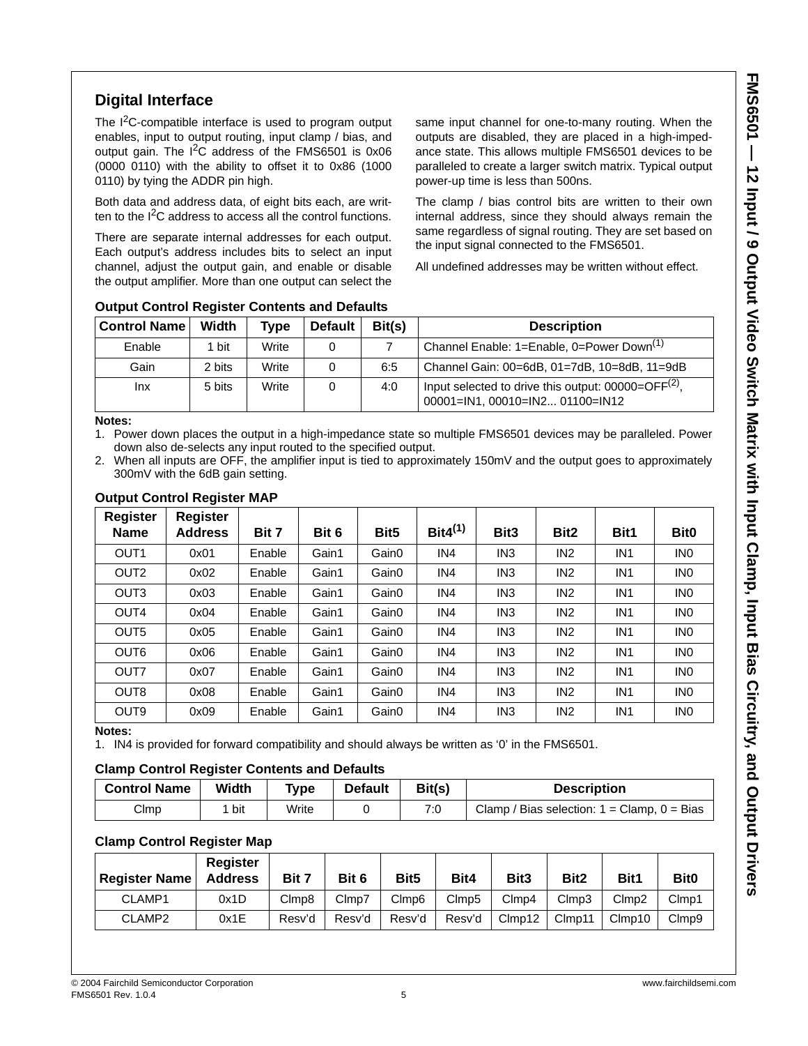## Digital Interface

The I²C-compatible interface is used to program output enables, input to output routing, input clamp / bias, and output gain. The I²C address of the FMS6501 is 0x06 (0000 0110) with the ability to offset it to 0x86 (1000 0110) by tying the ADDR pin high.

Both data and address data, of eight bits each, are written to the I²C address to access all the control functions.

There are separate internal addresses for each output. Each output's address includes bits to select an input channel, adjust the output gain, and enable or disable the output amplifier. More than one output can select the same input channel for one-to-many routing. When the outputs are disabled, they are placed in a high-impedance state. This allows multiple FMS6501 devices to be paralleled to create a larger switch matrix. Typical output power-up time is less than 500ns.

The clamp / bias control bits are written to their own internal address, since they should always remain the same regardless of signal routing. They are set based on the input signal connected to the FMS6501.

All undefined addresses may be written without effect.

**Output Control Register Contents and Defaults**

| Control Name | Width | Type | Default | Bit(s) | Description |
|---|---|---|---|---|---|
| Enable | 1 bit | Write | 0 | 7 | Channel Enable: 1=Enable, 0=Power Down[1] |
| Gain | 2 bits | Write | 0 | 6:5 | Channel Gain: 00=6dB, 01=7dB, 10=8dB, 11=9dB |
| Inx | 5 bits | Write | 0 | 4:0 | Input selected to drive this output: 00000=OFF[2], 00001=IN1, 00010=IN2... 01100=IN12 |

**Notes:**

1. Power down places the output in a high-impedance state so multiple FMS6501 devices may be paralleled. Power down also de-selects any input routed to the specified output.
2. When all inputs are OFF, the amplifier input is tied to approximately 150mV and the output goes to approximately 300mV with the 6dB gain setting.

**Output Control Register MAP**

| Register Name | Register Address | Bit 7 | Bit 6 | Bit5 | Bit4[1] | Bit3 | Bit2 | Bit1 | Bit0 |
|---|---|---|---|---|---|---|---|---|---|
| OUT1 | 0x01 | Enable | Gain1 | Gain0 | IN4 | IN3 | IN2 | IN1 | IN0 |
| OUT2 | 0x02 | Enable | Gain1 | Gain0 | IN4 | IN3 | IN2 | IN1 | IN0 |
| OUT3 | 0x03 | Enable | Gain1 | Gain0 | IN4 | IN3 | IN2 | IN1 | IN0 |
| OUT4 | 0x04 | Enable | Gain1 | Gain0 | IN4 | IN3 | IN2 | IN1 | IN0 |
| OUT5 | 0x05 | Enable | Gain1 | Gain0 | IN4 | IN3 | IN2 | IN1 | IN0 |
| OUT6 | 0x06 | Enable | Gain1 | Gain0 | IN4 | IN3 | IN2 | IN1 | IN0 |
| OUT7 | 0x07 | Enable | Gain1 | Gain0 | IN4 | IN3 | IN2 | IN1 | IN0 |
| OUT8 | 0x08 | Enable | Gain1 | Gain0 | IN4 | IN3 | IN2 | IN1 | IN0 |
| OUT9 | 0x09 | Enable | Gain1 | Gain0 | IN4 | IN3 | IN2 | IN1 | IN0 |

**Notes:**

1. IN4 is provided for forward compatibility and should always be written as '0' in the FMS6501.

**Clamp Control Register Contents and Defaults**

| Control Name | Width | Type | Default | Bit(s) | Description |
|---|---|---|---|---|---|
| Clmp | 1 bit | Write | 0 | 7:0 | Clamp / Bias selection: 1 = Clamp, 0 = Bias |

**Clamp Control Register Map**

| Register Name | Register Address | Bit 7 | Bit 6 | Bit5 | Bit4 | Bit3 | Bit2 | Bit1 | Bit0 |
|---|---|---|---|---|---|---|---|---|---|
| CLAMP1 | 0x1D | Clmp8 | Clmp7 | Clmp6 | Clmp5 | Clmp4 | Clmp3 | Clmp2 | Clmp1 |
| CLAMP2 | 0x1E | Resv'd | Resv'd | Resv'd | Resv'd | Clmp12 | Clmp11 | Clmp10 | Clmp9 |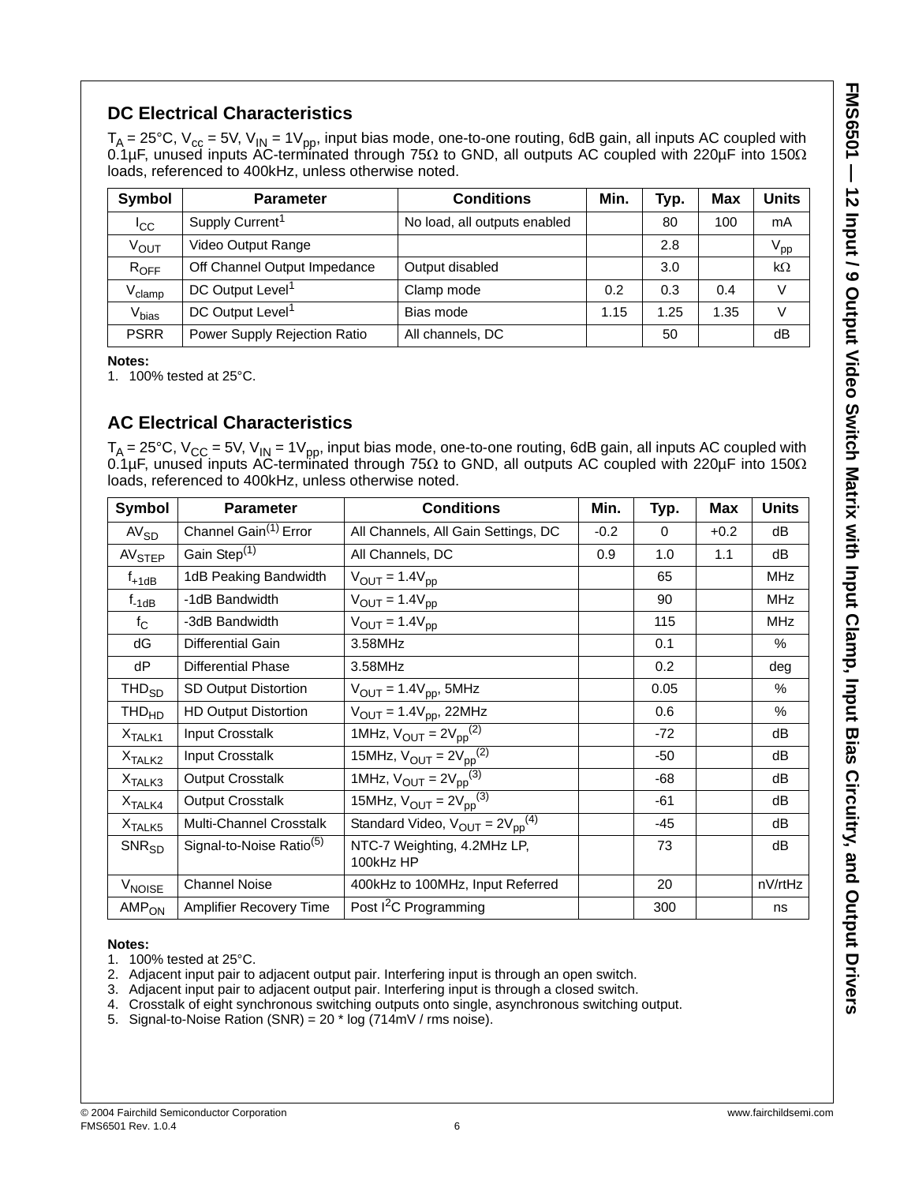## DC Electrical Characteristics

$T_A = 25°C$, $V_{cc} = 5V$, $V_{IN} = 1V_{pp}$, input bias mode, one-to-one routing, 6dB gain, all inputs AC coupled with 0.1µF, unused inputs AC-terminated through 75Ω to GND, all outputs AC coupled with 220µF into 150Ω loads, referenced to 400kHz, unless otherwise noted.

| Symbol | Parameter | Conditions | Min. | Typ. | Max | Units |
|---|---|---|---|---|---|---|
| $I_{CC}$ | Supply Current[1] | No load, all outputs enabled | | 80 | 100 | mA |
| $V_{OUT}$ | Video Output Range | | | 2.8 | | $V_{pp}$ |
| $R_{OFF}$ | Off Channel Output Impedance | Output disabled | | 3.0 | | kΩ |
| $V_{clamp}$ | DC Output Level[1] | Clamp mode | 0.2 | 0.3 | 0.4 | V |
| $V_{bias}$ | DC Output Level[1] | Bias mode | 1.15 | 1.25 | 1.35 | V |
| PSRR | Power Supply Rejection Ratio | All channels, DC | | 50 | | dB |

**Notes:**
1. 100% tested at 25°C.

## AC Electrical Characteristics

$T_A = 25°C$, $V_{CC} = 5V$, $V_{IN} = 1V_{pp}$, input bias mode, one-to-one routing, 6dB gain, all inputs AC coupled with 0.1µF, unused inputs AC-terminated through 75Ω to GND, all outputs AC coupled with 220µF into 150Ω loads, referenced to 400kHz, unless otherwise noted.

| Symbol | Parameter | Conditions | Min. | Typ. | Max | Units |
|---|---|---|---|---|---|---|
| $AV_{SD}$ | Channel Gain[(1)] Error | All Channels, All Gain Settings, DC | -0.2 | 0 | +0.2 | dB |
| $AV_{STEP}$ | Gain Step[(1)] | All Channels, DC | 0.9 | 1.0 | 1.1 | dB |
| $f_{+1dB}$ | 1dB Peaking Bandwidth | $V_{OUT} = 1.4V_{pp}$ | | 65 | | MHz |
| $f_{-1dB}$ | -1dB Bandwidth | $V_{OUT} = 1.4V_{pp}$ | | 90 | | MHz |
| $f_C$ | -3dB Bandwidth | $V_{OUT} = 1.4V_{pp}$ | | 115 | | MHz |
| dG | Differential Gain | 3.58MHz | | 0.1 | | % |
| dP | Differential Phase | 3.58MHz | | 0.2 | | deg |
| $THD_{SD}$ | SD Output Distortion | $V_{OUT} = 1.4V_{pp}$, 5MHz | | 0.05 | | % |
| $THD_{HD}$ | HD Output Distortion | $V_{OUT} = 1.4V_{pp}$, 22MHz | | 0.6 | | % |
| $X_{TALK1}$ | Input Crosstalk | 1MHz, $V_{OUT} = 2V_{pp}$[(2)] | | -72 | | dB |
| $X_{TALK2}$ | Input Crosstalk | 15MHz, $V_{OUT} = 2V_{pp}$[(2)] | | -50 | | dB |
| $X_{TALK3}$ | Output Crosstalk | 1MHz, $V_{OUT} = 2V_{pp}$[(3)] | | -68 | | dB |
| $X_{TALK4}$ | Output Crosstalk | 15MHz, $V_{OUT} = 2V_{pp}$[(3)] | | -61 | | dB |
| $X_{TALK5}$ | Multi-Channel Crosstalk | Standard Video, $V_{OUT} = 2V_{pp}$[(4)] | | -45 | | dB |
| $SNR_{SD}$ | Signal-to-Noise Ratio[(5)] | NTC-7 Weighting, 4.2MHz LP, 100kHz HP | | 73 | | dB |
| $V_{NOISE}$ | Channel Noise | 400kHz to 100MHz, Input Referred | | 20 | | nV/rtHz |
| $AMP_{ON}$ | Amplifier Recovery Time | Post $I^2C$ Programming | | 300 | | ns |

**Notes:**
1. 100% tested at 25°C.
2. Adjacent input pair to adjacent output pair. Interfering input is through an open switch.
3. Adjacent input pair to adjacent output pair. Interfering input is through a closed switch.
4. Crosstalk of eight synchronous switching outputs onto single, asynchronous switching output.
5. Signal-to-Noise Ration (SNR) = 20 * log (714mV / rms noise).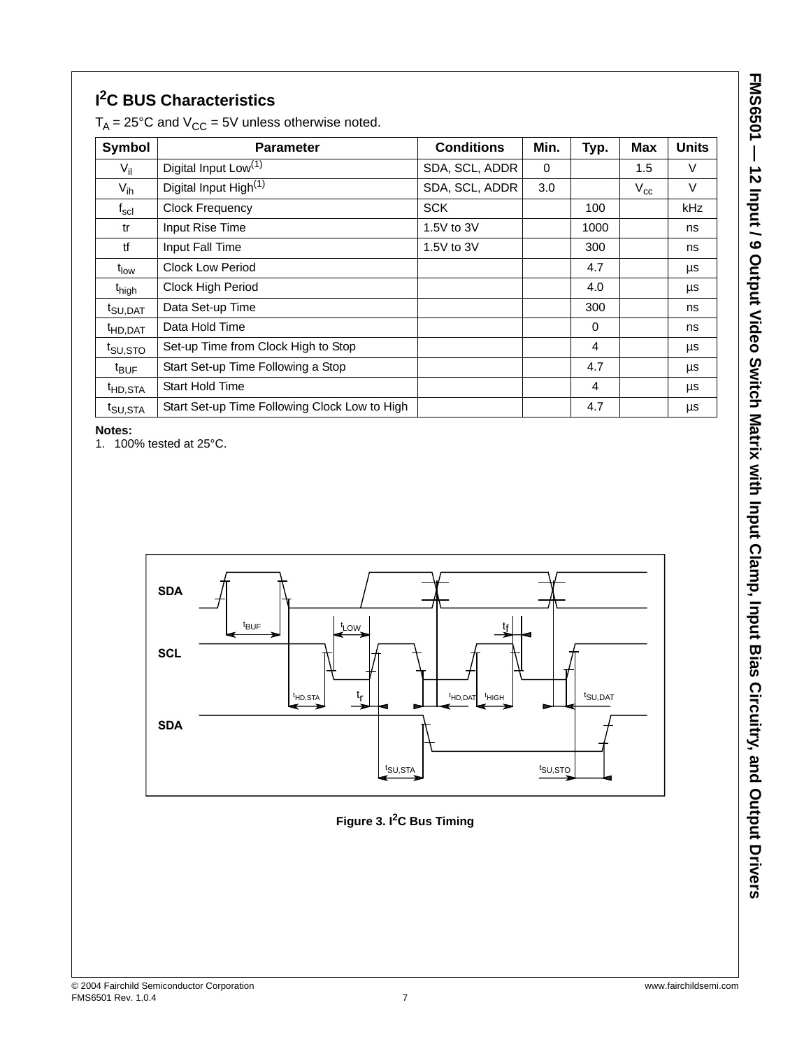## I²C BUS Characteristics

$T_A$ = 25°C and $V_{CC}$ = 5V unless otherwise noted.

| Symbol | Parameter | Conditions | Min. | Typ. | Max | Units |
|---|---|---|---|---|---|---|
| $V_{il}$ | Digital Input Low[1] | SDA, SCL, ADDR | 0 | | 1.5 | V |
| $V_{ih}$ | Digital Input High[1] | SDA, SCL, ADDR | 3.0 | | $V_{cc}$ | V |
| $f_{scl}$ | Clock Frequency | SCK | | 100 | | kHz |
| tr | Input Rise Time | 1.5V to 3V | | 1000 | | ns |
| tf | Input Fall Time | 1.5V to 3V | | 300 | | ns |
| $t_{low}$ | Clock Low Period | | | 4.7 | | µs |
| $t_{high}$ | Clock High Period | | | 4.0 | | µs |
| $t_{SU,DAT}$ | Data Set-up Time | | | 300 | | ns |
| $t_{HD,DAT}$ | Data Hold Time | | | 0 | | ns |
| $t_{SU,STO}$ | Set-up Time from Clock High to Stop | | | 4 | | µs |
| $t_{BUF}$ | Start Set-up Time Following a Stop | | | 4.7 | | µs |
| $t_{HD,STA}$ | Start Hold Time | | | 4 | | µs |
| $t_{SU,STA}$ | Start Set-up Time Following Clock Low to High | | | 4.7 | | µs |

**Notes:**
1. 100% tested at 25°C.

**Figure 3. I²C Bus Timing**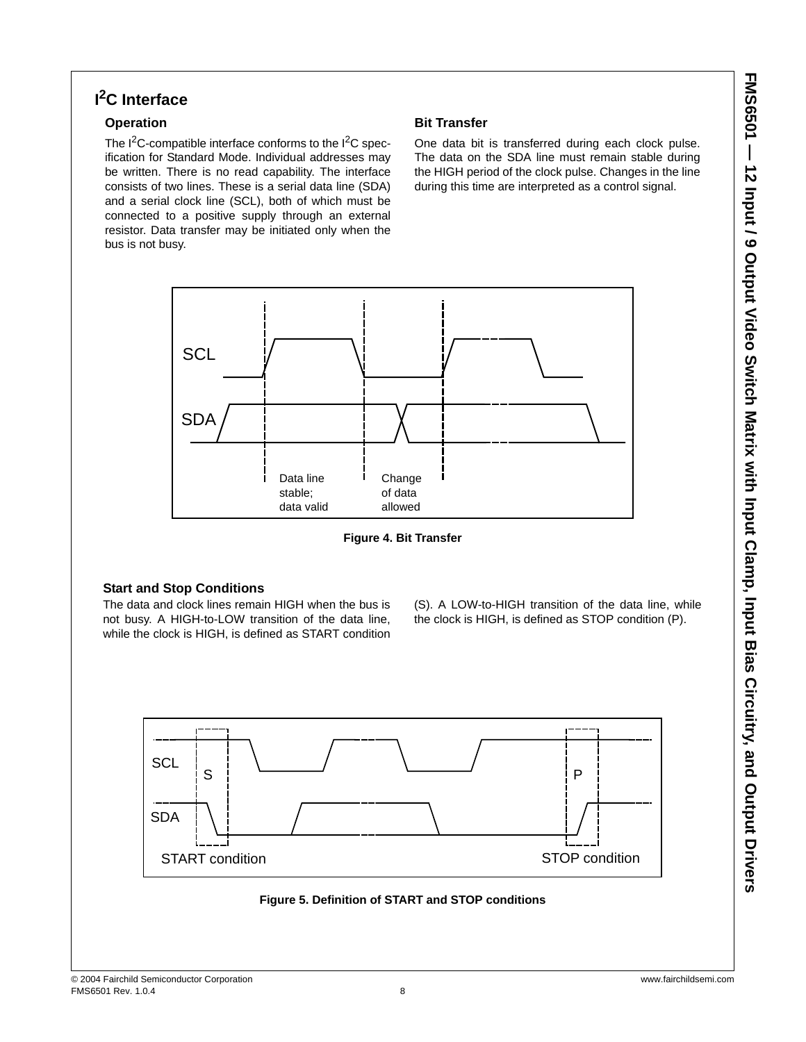## $I^2C$ Interface

### Operation

The $I^2C$-compatible interface conforms to the $I^2C$ specification for Standard Mode. Individual addresses may be written. There is no read capability. The interface consists of two lines. These is a serial data line (SDA) and a serial clock line (SCL), both of which must be connected to a positive supply through an external resistor. Data transfer may be initiated only when the bus is not busy.

### Bit Transfer

One data bit is transferred during each clock pulse. The data on the SDA line must remain stable during the HIGH period of the clock pulse. Changes in the line during this time are interpreted as a control signal.

SCL

SDA

Data line stable; data valid

Change of data allowed

**Figure 4. Bit Transfer**

### Start and Stop Conditions

The data and clock lines remain HIGH when the bus is not busy. A HIGH-to-LOW transition of the data line, while the clock is HIGH, is defined as START condition (S). A LOW-to-HIGH transition of the data line, while the clock is HIGH, is defined as STOP condition (P).

SCL

SDA

S

P

START condition

STOP condition

**Figure 5. Definition of START and STOP conditions**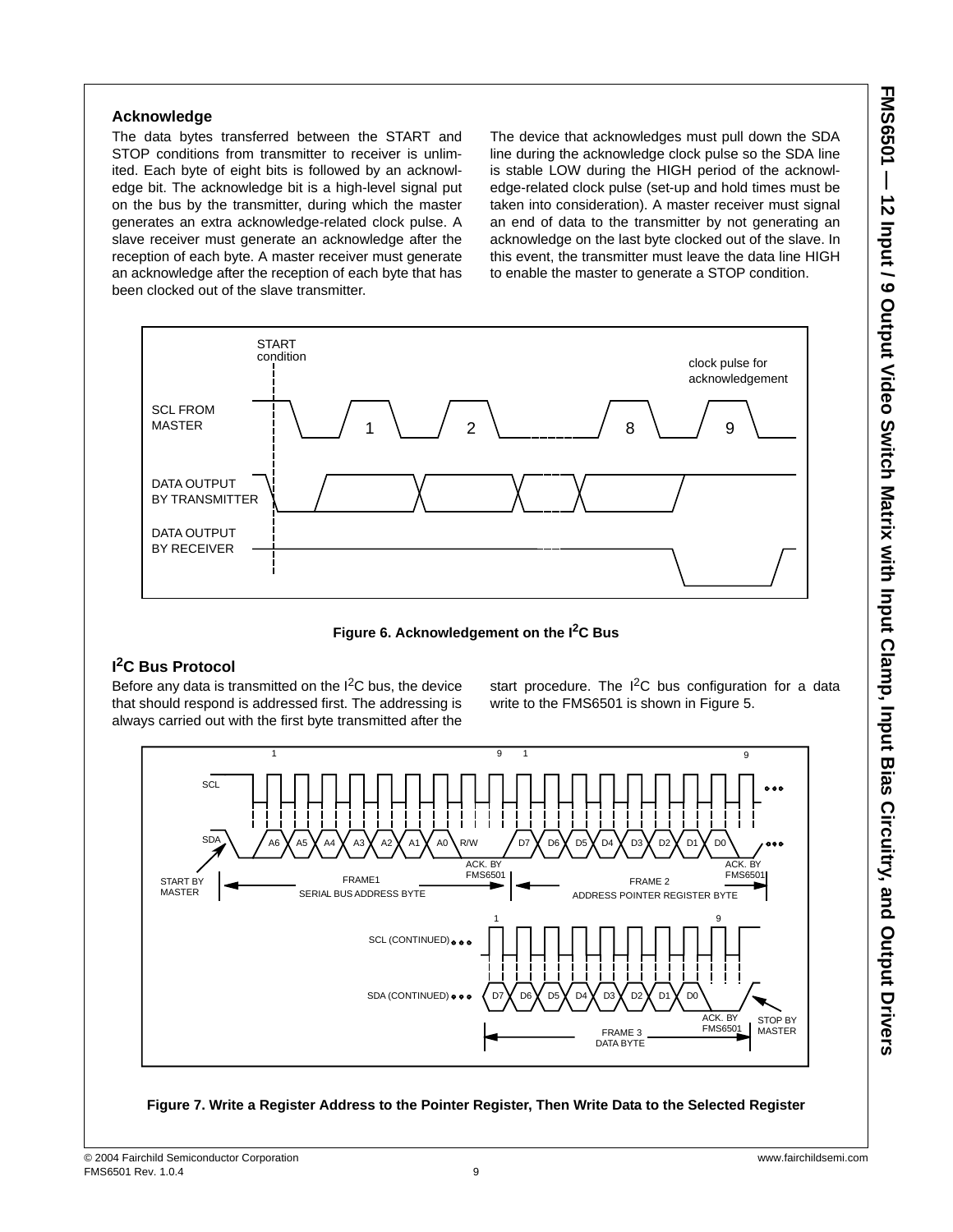### Acknowledge

The data bytes transferred between the START and STOP conditions from transmitter to receiver is unlimited. Each byte of eight bits is followed by an acknowledge bit. The acknowledge bit is a high-level signal put on the bus by the transmitter, during which the master generates an extra acknowledge-related clock pulse. A slave receiver must generate an acknowledge after the reception of each byte. A master receiver must generate an acknowledge after the reception of each byte that has been clocked out of the slave transmitter.

The device that acknowledges must pull down the SDA line during the acknowledge clock pulse so the SDA line is stable LOW during the HIGH period of the acknowledge-related clock pulse (set-up and hold times must be taken into consideration). A master receiver must signal an end of data to the transmitter by not generating an acknowledge on the last byte clocked out of the slave. In this event, the transmitter must leave the data line HIGH to enable the master to generate a STOP condition.

**Figure 6. Acknowledgement on the I²C Bus**

### I²C Bus Protocol

Before any data is transmitted on the I²C bus, the device that should respond is addressed first. The addressing is always carried out with the first byte transmitted after the start procedure. The I²C bus configuration for a data write to the FMS6501 is shown in Figure 5.

**Figure 7. Write a Register Address to the Pointer Register, Then Write Data to the Selected Register**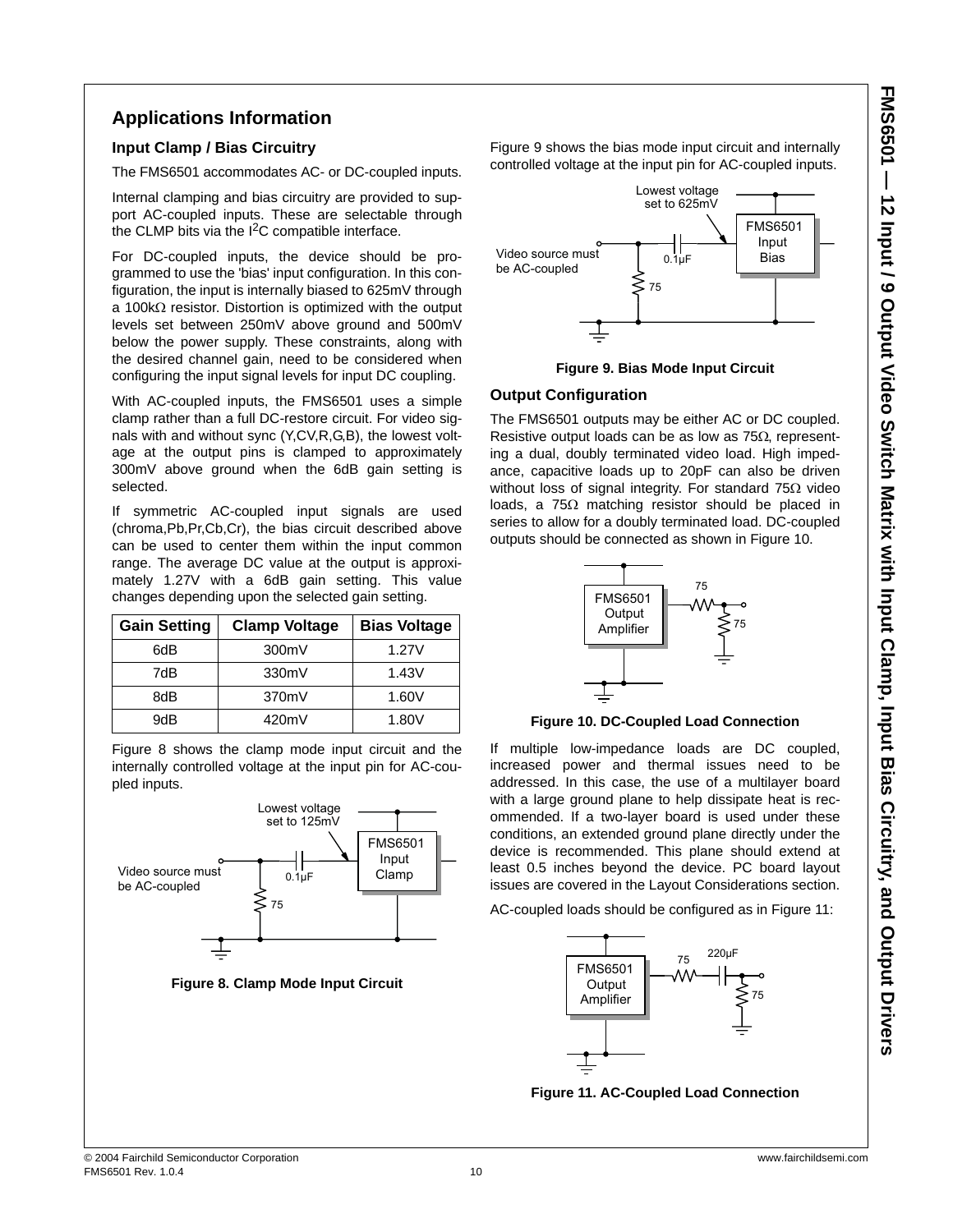## Applications Information

### Input Clamp / Bias Circuitry

The FMS6501 accommodates AC- or DC-coupled inputs.

Internal clamping and bias circuitry are provided to support AC-coupled inputs. These are selectable through the CLMP bits via the $I^2C$ compatible interface.

For DC-coupled inputs, the device should be programmed to use the 'bias' input configuration. In this configuration, the input is internally biased to 625mV through a 100kΩ resistor. Distortion is optimized with the output levels set between 250mV above ground and 500mV below the power supply. These constraints, along with the desired channel gain, need to be considered when configuring the input signal levels for input DC coupling.

With AC-coupled inputs, the FMS6501 uses a simple clamp rather than a full DC-restore circuit. For video signals with and without sync (Y,CV,R,G,B), the lowest voltage at the output pins is clamped to approximately 300mV above ground when the 6dB gain setting is selected.

If symmetric AC-coupled input signals are used (chroma,Pb,Pr,Cb,Cr), the bias circuit described above can be used to center them within the input common range. The average DC value at the output is approximately 1.27V with a 6dB gain setting. This value changes depending upon the selected gain setting.

| Gain Setting | Clamp Voltage | Bias Voltage |
|---|---|---|
| 6dB | 300mV | 1.27V |
| 7dB | 330mV | 1.43V |
| 8dB | 370mV | 1.60V |
| 9dB | 420mV | 1.80V |

Figure 8 shows the clamp mode input circuit and the internally controlled voltage at the input pin for AC-coupled inputs.

**Figure 8. Clamp Mode Input Circuit**

Figure 9 shows the bias mode input circuit and internally controlled voltage at the input pin for AC-coupled inputs.

**Figure 9. Bias Mode Input Circuit**

### Output Configuration

The FMS6501 outputs may be either AC or DC coupled. Resistive output loads can be as low as 75Ω, representing a dual, doubly terminated video load. High impedance, capacitive loads up to 20pF can also be driven without loss of signal integrity. For standard 75Ω video loads, a 75Ω matching resistor should be placed in series to allow for a doubly terminated load. DC-coupled outputs should be connected as shown in Figure 10.

**Figure 10. DC-Coupled Load Connection**

If multiple low-impedance loads are DC coupled, increased power and thermal issues need to be addressed. In this case, the use of a multilayer board with a large ground plane to help dissipate heat is recommended. If a two-layer board is used under these conditions, an extended ground plane directly under the device is recommended. This plane should extend at least 0.5 inches beyond the device. PC board layout issues are covered in the Layout Considerations section.

AC-coupled loads should be configured as in Figure 11:

**Figure 11. AC-Coupled Load Connection**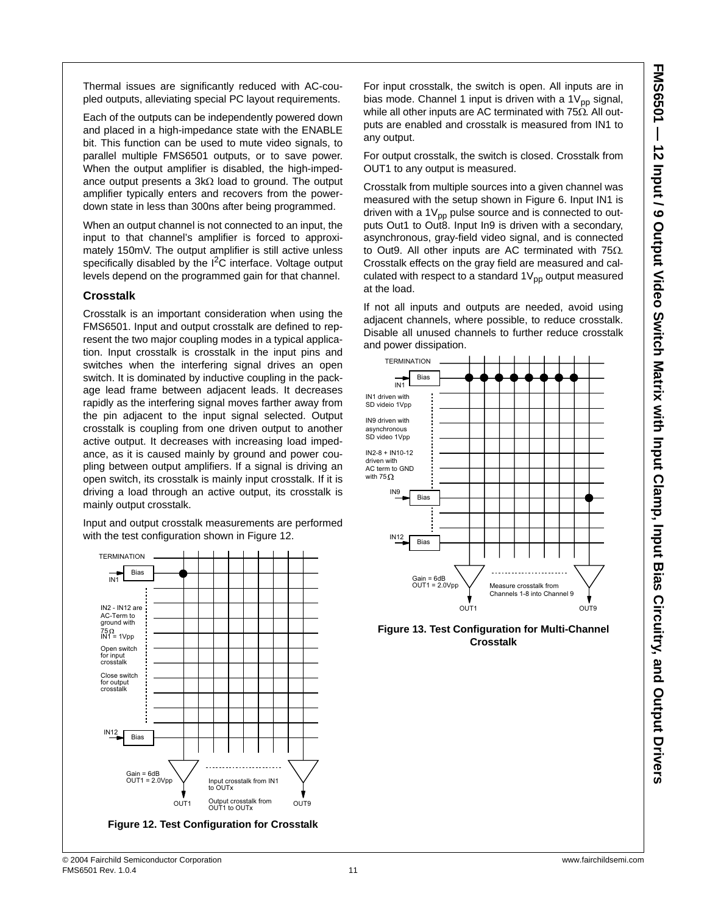Thermal issues are significantly reduced with AC-coupled outputs, alleviating special PC layout requirements.

Each of the outputs can be independently powered down and placed in a high-impedance state with the ENABLE bit. This function can be used to mute video signals, to parallel multiple FMS6501 outputs, or to save power. When the output amplifier is disabled, the high-impedance output presents a 3kΩ load to ground. The output amplifier typically enters and recovers from the power-down state in less than 300ns after being programmed.

When an output channel is not connected to an input, the input to that channel's amplifier is forced to approximately 150mV. The output amplifier is still active unless specifically disabled by the $I^2C$ interface. Voltage output levels depend on the programmed gain for that channel.

### Crosstalk

Crosstalk is an important consideration when using the FMS6501. Input and output crosstalk are defined to represent the two major coupling modes in a typical application. Input crosstalk is crosstalk in the input pins and switches when the interfering signal drives an open switch. It is dominated by inductive coupling in the package lead frame between adjacent leads. It decreases rapidly as the interfering signal moves farther away from the pin adjacent to the input signal selected. Output crosstalk is coupling from one driven output to another active output. It decreases with increasing load impedance, as it is caused mainly by ground and power coupling between output amplifiers. If a signal is driving an open switch, its crosstalk is mainly input crosstalk. If it is driving a load through an active output, its crosstalk is mainly output crosstalk.

Input and output crosstalk measurements are performed with the test configuration shown in Figure 12.

**Figure 12. Test Configuration for Crosstalk**

For input crosstalk, the switch is open. All inputs are in bias mode. Channel 1 input is driven with a $1V_{pp}$ signal, while all other inputs are AC terminated with 75Ω. All outputs are enabled and crosstalk is measured from IN1 to any output.

For output crosstalk, the switch is closed. Crosstalk from OUT1 to any output is measured.

Crosstalk from multiple sources into a given channel was measured with the setup shown in Figure 6. Input IN1 is driven with a $1V_{pp}$ pulse source and is connected to outputs Out1 to Out8. Input In9 is driven with a secondary, asynchronous, gray-field video signal, and is connected to Out9. All other inputs are AC terminated with 75Ω. Crosstalk effects on the gray field are measured and calculated with respect to a standard $1V_{pp}$ output measured at the load.

If not all inputs and outputs are needed, avoid using adjacent channels, where possible, to reduce crosstalk. Disable all unused channels to further reduce crosstalk and power dissipation.

**Figure 13. Test Configuration for Multi-Channel Crosstalk**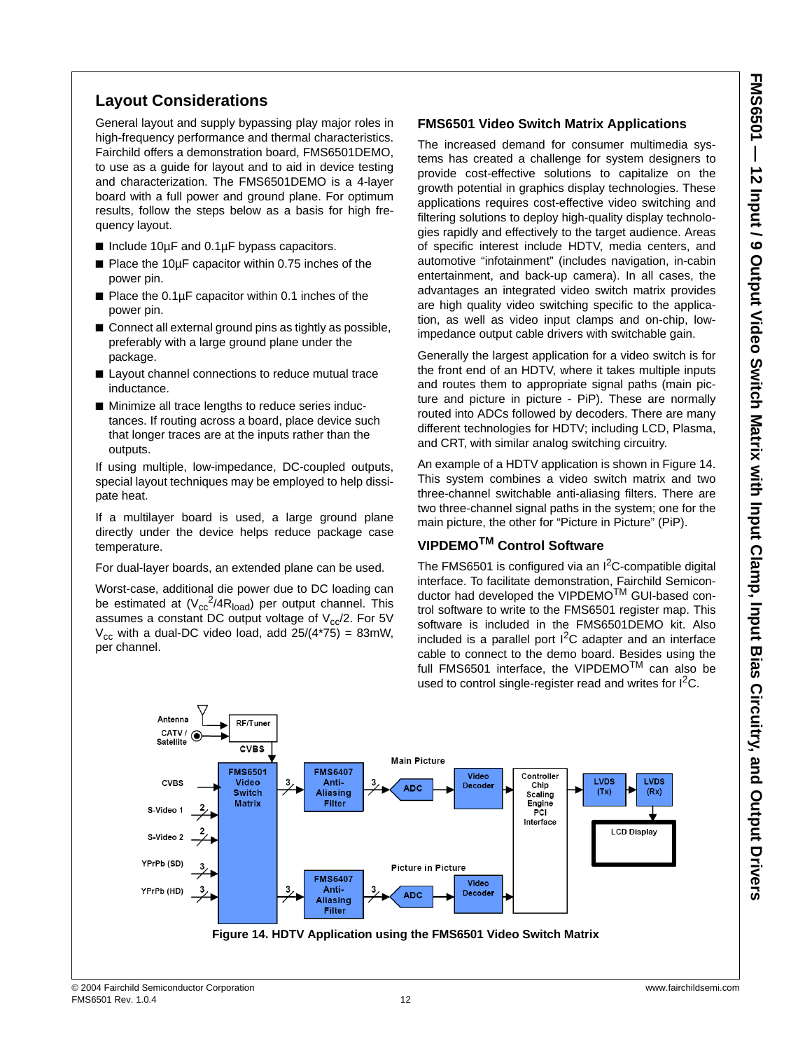## Layout Considerations

General layout and supply bypassing play major roles in high-frequency performance and thermal characteristics. Fairchild offers a demonstration board, FMS6501DEMO, to use as a guide for layout and to aid in device testing and characterization. The FMS6501DEMO is a 4-layer board with a full power and ground plane. For optimum results, follow the steps below as a basis for high frequency layout.

- Include 10µF and 0.1µF bypass capacitors.
- Place the 10µF capacitor within 0.75 inches of the power pin.
- Place the 0.1µF capacitor within 0.1 inches of the power pin.
- Connect all external ground pins as tightly as possible, preferably with a large ground plane under the package.
- Layout channel connections to reduce mutual trace inductance.
- Minimize all trace lengths to reduce series inductances. If routing across a board, place device such that longer traces are at the inputs rather than the outputs.

If using multiple, low-impedance, DC-coupled outputs, special layout techniques may be employed to help dissipate heat.

If a multilayer board is used, a large ground plane directly under the device helps reduce package case temperature.

For dual-layer boards, an extended plane can be used.

Worst-case, additional die power due to DC loading can be estimated at ($V_{cc}^2/4R_{load}$) per output channel. This assumes a constant DC output voltage of $V_{cc}/2$. For 5V $V_{cc}$ with a dual-DC video load, add 25/(4*75) = 83mW, per channel.

### FMS6501 Video Switch Matrix Applications

The increased demand for consumer multimedia systems has created a challenge for system designers to provide cost-effective solutions to capitalize on the growth potential in graphics display technologies. These applications requires cost-effective video switching and filtering solutions to deploy high-quality display technologies rapidly and effectively to the target audience. Areas of specific interest include HDTV, media centers, and automotive "infotainment" (includes navigation, in-cabin entertainment, and back-up camera). In all cases, the advantages an integrated video switch matrix provides are high quality video switching specific to the application, as well as video input clamps and on-chip, low-impedance output cable drivers with switchable gain.

Generally the largest application for a video switch is for the front end of an HDTV, where it takes multiple inputs and routes them to appropriate signal paths (main picture and picture in picture - PiP). These are normally routed into ADCs followed by decoders. There are many different technologies for HDTV; including LCD, Plasma, and CRT, with similar analog switching circuitry.

An example of a HDTV application is shown in Figure 14. This system combines a video switch matrix and two three-channel switchable anti-aliasing filters. There are two three-channel signal paths in the system; one for the main picture, the other for "Picture in Picture" (PiP).

### VIPDEMO™ Control Software

The FMS6501 is configured via an I²C-compatible digital interface. To facilitate demonstration, Fairchild Semiconductor had developed the VIPDEMO™ GUI-based control software to write to the FMS6501 register map. This software is included in the FMS6501DEMO kit. Also included is a parallel port I²C adapter and an interface cable to connect to the demo board. Besides using the full FMS6501 interface, the VIPDEMO™ can also be used to control single-register read and writes for I²C.

**Figure 14. HDTV Application using the FMS6501 Video Switch Matrix**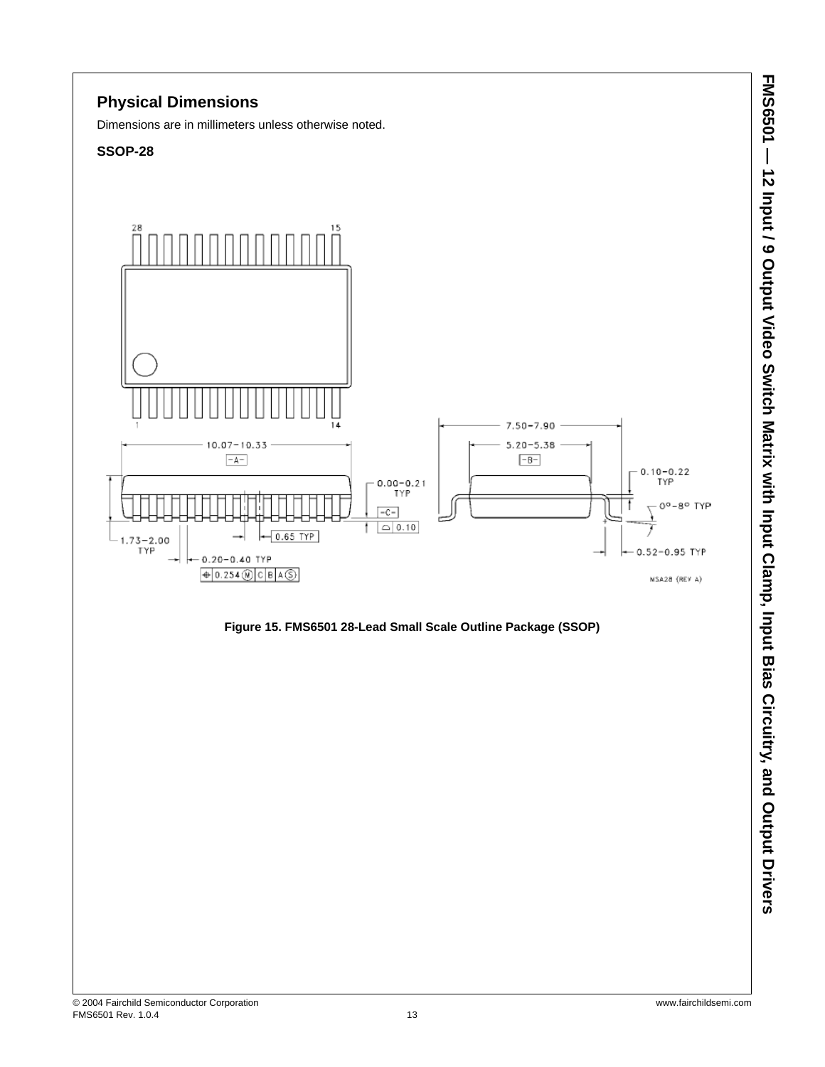## Physical Dimensions

Dimensions are in millimeters unless otherwise noted.

### SSOP-28

28 15

1 14

10.07–10.33

-A-

7.50–7.90

5.20–5.38

-B-

0.10–0.22 TYP

0.00–0.21 TYP

-C-

0.10

0°–8° TYP

1.73–2.00 TYP

0.65 TYP

0.20–0.40 TYP

0.254 M C B A S

0.52–0.95 TYP

MSA28 (REV A)

**Figure 15. FMS6501 28-Lead Small Scale Outline Package (SSOP)**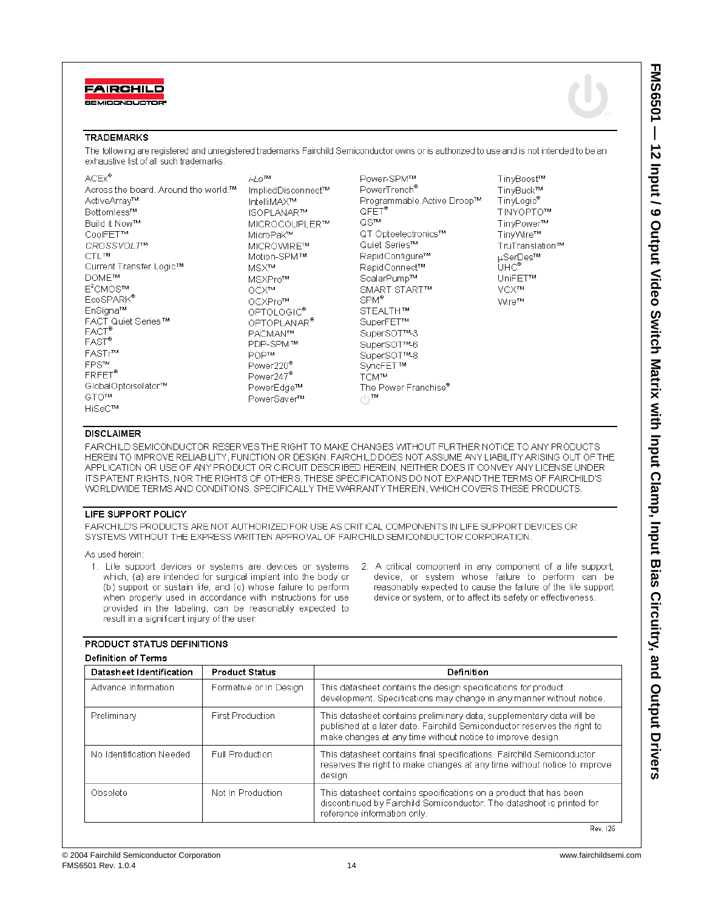## TRADEMARKS

The following are registered and unregistered trademarks Fairchild Semiconductor owns or is authorized to use and is not intended to be an exhaustive list of all such trademarks.

ACEx®
Across the board. Around the world.™
ActiveArray™
Bottomless™
Build it Now™
CoolFET™
*CROSSVOLT*™
CTL™
Current Transfer Logic™
DOME™
$E^2$CMOS™
EcoSPARK®
EnSigna™
FACT Quiet Series™
FACT®
FAST®
FASTr™
FPS™
FRFET®
GlobalOptoisolator™
GTO™
HiSeC™
*i-Lo*™
ImpliedDisconnect™
IntelliMAX™
ISOPLANAR™
MICROCOUPLER™
MicroPak™
MICROWIRE™
Motion-SPM™
MSX™
MSXPro™
OCX™
OCXPro™
OPTOLOGIC®
OPTOPLANAR®
PACMAN™
PDP-SPM™
POP™
Power220®
Power247®
PowerEdge™
PowerSaver™
Power-SPM™
PowerTrench®
Programmable Active Droop™
QFET®
QS™
QT Optoelectronics™
Quiet Series™
RapidConfigure™
RapidConnect™
ScalarPump™
SMART START™
SPM®
STEALTH™
SuperFET™
SuperSOT™-3
SuperSOT™-6
SuperSOT™-8
SyncFET™
TCM™
The Power Franchise®
™
TinyBoost™
TinyBuck™
TinyLogic®
TINYOPTO™
TinyPower™
TinyWire™
TruTranslation™
μSerDes™
UHC®
UniFET™
VCX™
Wire™

## DISCLAIMER

FAIRCHILD SEMICONDUCTOR RESERVES THE RIGHT TO MAKE CHANGES WITHOUT FURTHER NOTICE TO ANY PRODUCTS HEREIN TO IMPROVE RELIABILITY, FUNCTION OR DESIGN. FAIRCHILD DOES NOT ASSUME ANY LIABILITY ARISING OUT OF THE APPLICATION OR USE OF ANY PRODUCT OR CIRCUIT DESCRIBED HEREIN; NEITHER DOES IT CONVEY ANY LICENSE UNDER ITS PATENT RIGHTS, NOR THE RIGHTS OF OTHERS. THESE SPECIFICATIONS DO NOT EXPAND THE TERMS OF FAIRCHILD'S WORLDWIDE TERMS AND CONDITIONS, SPECIFICALLY THE WARRANTY THEREIN, WHICH COVERS THESE PRODUCTS.

## LIFE SUPPORT POLICY

FAIRCHILD'S PRODUCTS ARE NOT AUTHORIZED FOR USE AS CRITICAL COMPONENTS IN LIFE SUPPORT DEVICES OR SYSTEMS WITHOUT THE EXPRESS WRITTEN APPROVAL OF FAIRCHILD SEMICONDUCTOR CORPORATION.

As used herein:

1. Life support devices or systems are devices or systems which, (a) are intended for surgical implant into the body or (b) support or sustain life, and (c) whose failure to perform when properly used in accordance with instructions for use provided in the labeling, can be reasonably expected to result in a significant injury of the user.
2. A critical component in any component of a life support, device, or system whose failure to perform can be reasonably expected to cause the failure of the life support device or system, or to affect its safety or effectiveness.

## PRODUCT STATUS DEFINITIONS

### Definition of Terms

| Datasheet Identification | Product Status | Definition |
| --- | --- | --- |
| Advance Information | Formative or In Design | This datasheet contains the design specifications for product development. Specifications may change in any manner without notice. |
| Preliminary | First Production | This datasheet contains preliminary data; supplementary data will be published at a later date. Fairchild Semiconductor reserves the right to make changes at any time without notice to improve design. |
| No Identification Needed | Full Production | This datasheet contains final specifications. Fairchild Semiconductor reserves the right to make changes at any time without notice to improve design. |
| Obsolete | Not In Production | This datasheet contains specifications on a product that has been discontinued by Fairchild Semiconductor. The datasheet is printed for reference information only. |

Rev. I26